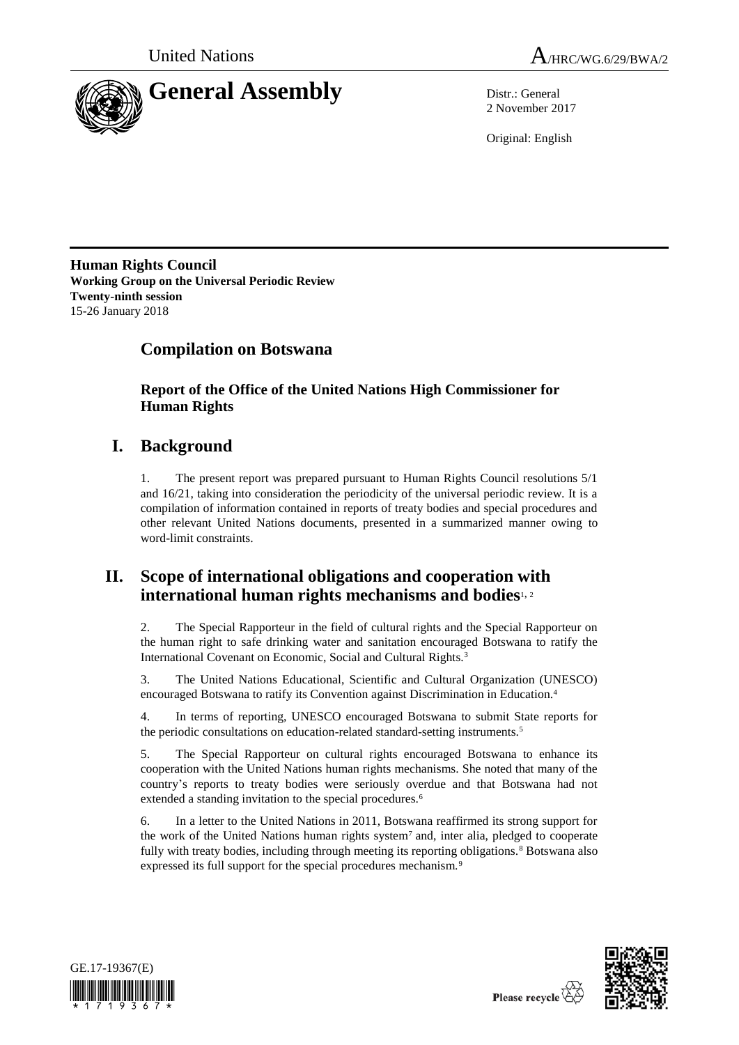United Nations

# General Assembly

A/HRC/WG.6/29/BWA/2

Distr.: General
2 November 2017

Original: English

**Human Rights Council**
**Working Group on the Universal Periodic Review**
**Twenty-ninth session**
15-26 January 2018

## Compilation on Botswana

### Report of the Office of the United Nations High Commissioner for Human Rights

## I. Background

1. The present report was prepared pursuant to Human Rights Council resolutions 5/1 and 16/21, taking into consideration the periodicity of the universal periodic review. It is a compilation of information contained in reports of treaty bodies and special procedures and other relevant United Nations documents, presented in a summarized manner owing to word-limit constraints.

## II. Scope of international obligations and cooperation with international human rights mechanisms and bodies[1, 2]

2. The Special Rapporteur in the field of cultural rights and the Special Rapporteur on the human right to safe drinking water and sanitation encouraged Botswana to ratify the International Covenant on Economic, Social and Cultural Rights.[3]

3. The United Nations Educational, Scientific and Cultural Organization (UNESCO) encouraged Botswana to ratify its Convention against Discrimination in Education.[4]

4. In terms of reporting, UNESCO encouraged Botswana to submit State reports for the periodic consultations on education-related standard-setting instruments.[5]

5. The Special Rapporteur on cultural rights encouraged Botswana to enhance its cooperation with the United Nations human rights mechanisms. She noted that many of the country's reports to treaty bodies were seriously overdue and that Botswana had not extended a standing invitation to the special procedures.[6]

6. In a letter to the United Nations in 2011, Botswana reaffirmed its strong support for the work of the United Nations human rights system[7] and, inter alia, pledged to cooperate fully with treaty bodies, including through meeting its reporting obligations.[8] Botswana also expressed its full support for the special procedures mechanism.[9]

GE.17-19367(E)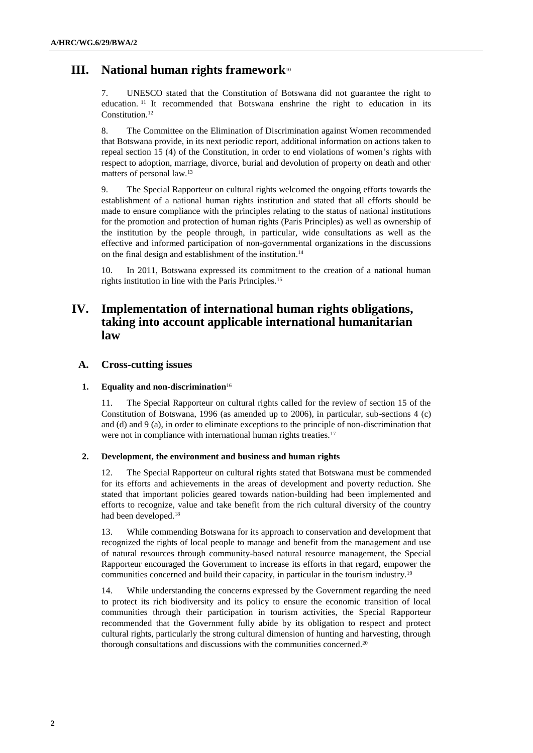## III. National human rights framework[10]

7. UNESCO stated that the Constitution of Botswana did not guarantee the right to education.[11] It recommended that Botswana enshrine the right to education in its Constitution.[12]

8. The Committee on the Elimination of Discrimination against Women recommended that Botswana provide, in its next periodic report, additional information on actions taken to repeal section 15 (4) of the Constitution, in order to end violations of women's rights with respect to adoption, marriage, divorce, burial and devolution of property on death and other matters of personal law.[13]

9. The Special Rapporteur on cultural rights welcomed the ongoing efforts towards the establishment of a national human rights institution and stated that all efforts should be made to ensure compliance with the principles relating to the status of national institutions for the promotion and protection of human rights (Paris Principles) as well as ownership of the institution by the people through, in particular, wide consultations as well as the effective and informed participation of non-governmental organizations in the discussions on the final design and establishment of the institution.[14]

10. In 2011, Botswana expressed its commitment to the creation of a national human rights institution in line with the Paris Principles.[15]

## IV. Implementation of international human rights obligations, taking into account applicable international humanitarian law

### A. Cross-cutting issues

#### 1. Equality and non-discrimination[16]

11. The Special Rapporteur on cultural rights called for the review of section 15 of the Constitution of Botswana, 1996 (as amended up to 2006), in particular, sub-sections 4 (c) and (d) and 9 (a), in order to eliminate exceptions to the principle of non-discrimination that were not in compliance with international human rights treaties.[17]

#### 2. Development, the environment and business and human rights

12. The Special Rapporteur on cultural rights stated that Botswana must be commended for its efforts and achievements in the areas of development and poverty reduction. She stated that important policies geared towards nation-building had been implemented and efforts to recognize, value and take benefit from the rich cultural diversity of the country had been developed.[18]

13. While commending Botswana for its approach to conservation and development that recognized the rights of local people to manage and benefit from the management and use of natural resources through community-based natural resource management, the Special Rapporteur encouraged the Government to increase its efforts in that regard, empower the communities concerned and build their capacity, in particular in the tourism industry.[19]

14. While understanding the concerns expressed by the Government regarding the need to protect its rich biodiversity and its policy to ensure the economic transition of local communities through their participation in tourism activities, the Special Rapporteur recommended that the Government fully abide by its obligation to respect and protect cultural rights, particularly the strong cultural dimension of hunting and harvesting, through thorough consultations and discussions with the communities concerned.[20]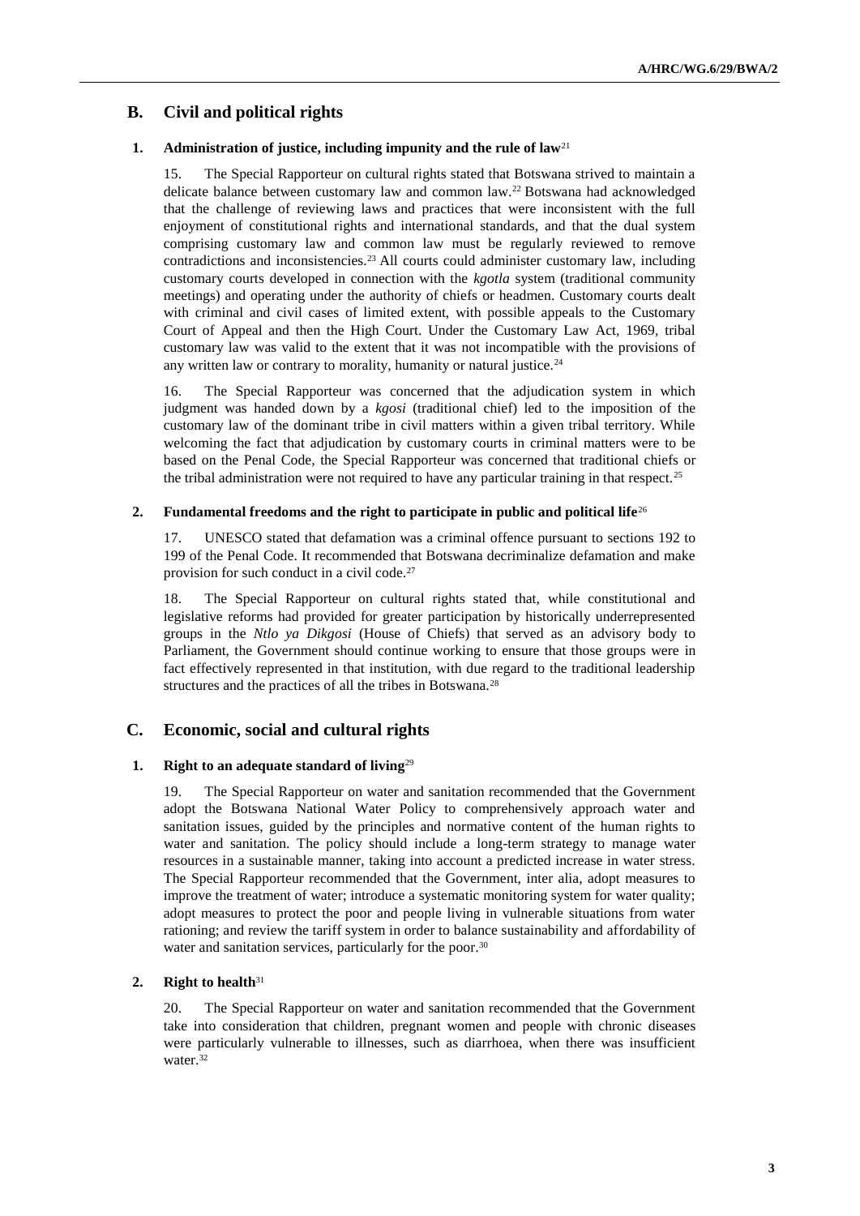## B. Civil and political rights

### 1. Administration of justice, including impunity and the rule of law[21]

15. The Special Rapporteur on cultural rights stated that Botswana strived to maintain a delicate balance between customary law and common law.[22] Botswana had acknowledged that the challenge of reviewing laws and practices that were inconsistent with the full enjoyment of constitutional rights and international standards, and that the dual system comprising customary law and common law must be regularly reviewed to remove contradictions and inconsistencies.[23] All courts could administer customary law, including customary courts developed in connection with the *kgotla* system (traditional community meetings) and operating under the authority of chiefs or headmen. Customary courts dealt with criminal and civil cases of limited extent, with possible appeals to the Customary Court of Appeal and then the High Court. Under the Customary Law Act, 1969, tribal customary law was valid to the extent that it was not incompatible with the provisions of any written law or contrary to morality, humanity or natural justice.[24]

16. The Special Rapporteur was concerned that the adjudication system in which judgment was handed down by a *kgosi* (traditional chief) led to the imposition of the customary law of the dominant tribe in civil matters within a given tribal territory. While welcoming the fact that adjudication by customary courts in criminal matters were to be based on the Penal Code, the Special Rapporteur was concerned that traditional chiefs or the tribal administration were not required to have any particular training in that respect.[25]

### 2. Fundamental freedoms and the right to participate in public and political life[26]

17. UNESCO stated that defamation was a criminal offence pursuant to sections 192 to 199 of the Penal Code. It recommended that Botswana decriminalize defamation and make provision for such conduct in a civil code.[27]

18. The Special Rapporteur on cultural rights stated that, while constitutional and legislative reforms had provided for greater participation by historically underrepresented groups in the *Ntlo ya Dikgosi* (House of Chiefs) that served as an advisory body to Parliament, the Government should continue working to ensure that those groups were in fact effectively represented in that institution, with due regard to the traditional leadership structures and the practices of all the tribes in Botswana.[28]

## C. Economic, social and cultural rights

### 1. Right to an adequate standard of living[29]

19. The Special Rapporteur on water and sanitation recommended that the Government adopt the Botswana National Water Policy to comprehensively approach water and sanitation issues, guided by the principles and normative content of the human rights to water and sanitation. The policy should include a long-term strategy to manage water resources in a sustainable manner, taking into account a predicted increase in water stress. The Special Rapporteur recommended that the Government, inter alia, adopt measures to improve the treatment of water; introduce a systematic monitoring system for water quality; adopt measures to protect the poor and people living in vulnerable situations from water rationing; and review the tariff system in order to balance sustainability and affordability of water and sanitation services, particularly for the poor.[30]

### 2. Right to health[31]

20. The Special Rapporteur on water and sanitation recommended that the Government take into consideration that children, pregnant women and people with chronic diseases were particularly vulnerable to illnesses, such as diarrhoea, when there was insufficient water.[32]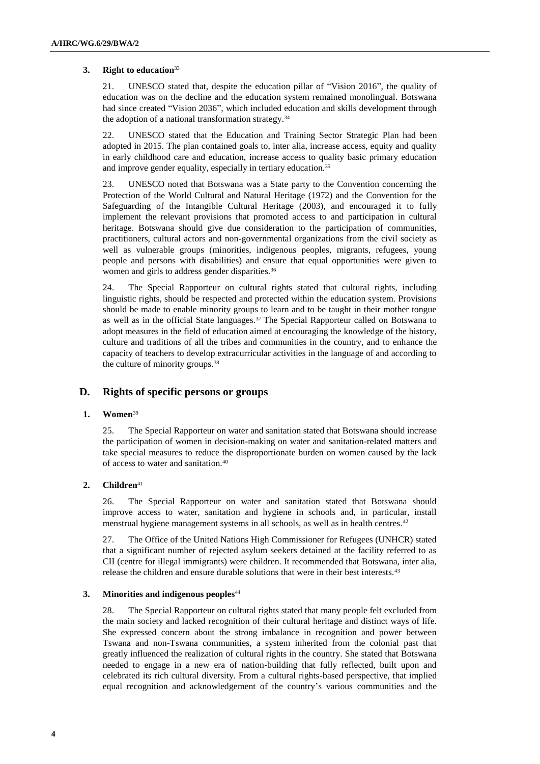### 3. Right to education[33]

21. UNESCO stated that, despite the education pillar of "Vision 2016", the quality of education was on the decline and the education system remained monolingual. Botswana had since created "Vision 2036", which included education and skills development through the adoption of a national transformation strategy.[34]

22. UNESCO stated that the Education and Training Sector Strategic Plan had been adopted in 2015. The plan contained goals to, inter alia, increase access, equity and quality in early childhood care and education, increase access to quality basic primary education and improve gender equality, especially in tertiary education.[35]

23. UNESCO noted that Botswana was a State party to the Convention concerning the Protection of the World Cultural and Natural Heritage (1972) and the Convention for the Safeguarding of the Intangible Cultural Heritage (2003), and encouraged it to fully implement the relevant provisions that promoted access to and participation in cultural heritage. Botswana should give due consideration to the participation of communities, practitioners, cultural actors and non-governmental organizations from the civil society as well as vulnerable groups (minorities, indigenous peoples, migrants, refugees, young people and persons with disabilities) and ensure that equal opportunities were given to women and girls to address gender disparities.[36]

24. The Special Rapporteur on cultural rights stated that cultural rights, including linguistic rights, should be respected and protected within the education system. Provisions should be made to enable minority groups to learn and to be taught in their mother tongue as well as in the official State languages.[37] The Special Rapporteur called on Botswana to adopt measures in the field of education aimed at encouraging the knowledge of the history, culture and traditions of all the tribes and communities in the country, and to enhance the capacity of teachers to develop extracurricular activities in the language of and according to the culture of minority groups.[38]

## D. Rights of specific persons or groups

### 1. Women[39]

25. The Special Rapporteur on water and sanitation stated that Botswana should increase the participation of women in decision-making on water and sanitation-related matters and take special measures to reduce the disproportionate burden on women caused by the lack of access to water and sanitation.[40]

### 2. Children[41]

26. The Special Rapporteur on water and sanitation stated that Botswana should improve access to water, sanitation and hygiene in schools and, in particular, install menstrual hygiene management systems in all schools, as well as in health centres.[42]

27. The Office of the United Nations High Commissioner for Refugees (UNHCR) stated that a significant number of rejected asylum seekers detained at the facility referred to as CII (centre for illegal immigrants) were children. It recommended that Botswana, inter alia, release the children and ensure durable solutions that were in their best interests.[43]

### 3. Minorities and indigenous peoples[44]

28. The Special Rapporteur on cultural rights stated that many people felt excluded from the main society and lacked recognition of their cultural heritage and distinct ways of life. She expressed concern about the strong imbalance in recognition and power between Tswana and non-Tswana communities, a system inherited from the colonial past that greatly influenced the realization of cultural rights in the country. She stated that Botswana needed to engage in a new era of nation-building that fully reflected, built upon and celebrated its rich cultural diversity. From a cultural rights-based perspective, that implied equal recognition and acknowledgement of the country's various communities and the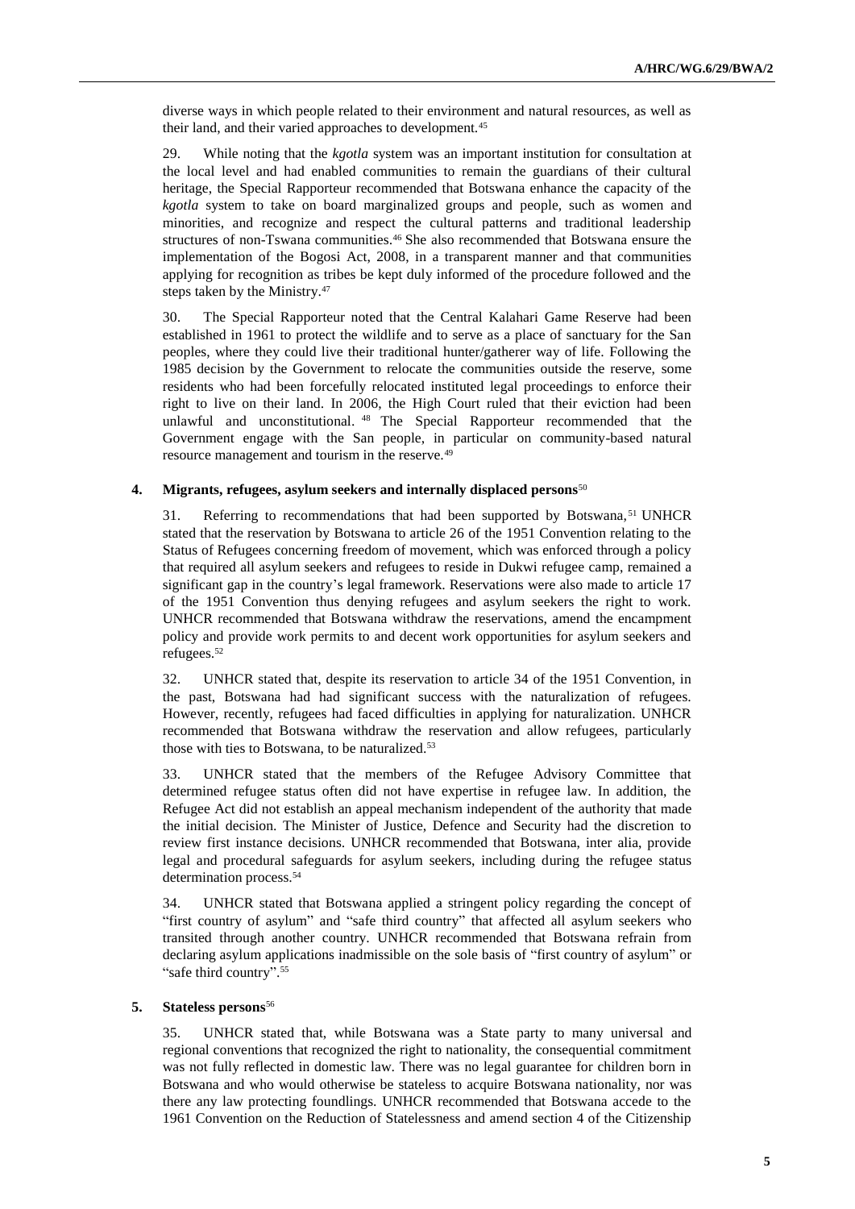diverse ways in which people related to their environment and natural resources, as well as their land, and their varied approaches to development.[45]

29. While noting that the *kgotla* system was an important institution for consultation at the local level and had enabled communities to remain the guardians of their cultural heritage, the Special Rapporteur recommended that Botswana enhance the capacity of the *kgotla* system to take on board marginalized groups and people, such as women and minorities, and recognize and respect the cultural patterns and traditional leadership structures of non-Tswana communities.[46] She also recommended that Botswana ensure the implementation of the Bogosi Act, 2008, in a transparent manner and that communities applying for recognition as tribes be kept duly informed of the procedure followed and the steps taken by the Ministry.[47]

30. The Special Rapporteur noted that the Central Kalahari Game Reserve had been established in 1961 to protect the wildlife and to serve as a place of sanctuary for the San peoples, where they could live their traditional hunter/gatherer way of life. Following the 1985 decision by the Government to relocate the communities outside the reserve, some residents who had been forcefully relocated instituted legal proceedings to enforce their right to live on their land. In 2006, the High Court ruled that their eviction had been unlawful and unconstitutional.[48] The Special Rapporteur recommended that the Government engage with the San people, in particular on community-based natural resource management and tourism in the reserve.[49]

### 4. Migrants, refugees, asylum seekers and internally displaced persons[50]

31. Referring to recommendations that had been supported by Botswana,[51] UNHCR stated that the reservation by Botswana to article 26 of the 1951 Convention relating to the Status of Refugees concerning freedom of movement, which was enforced through a policy that required all asylum seekers and refugees to reside in Dukwi refugee camp, remained a significant gap in the country's legal framework. Reservations were also made to article 17 of the 1951 Convention thus denying refugees and asylum seekers the right to work. UNHCR recommended that Botswana withdraw the reservations, amend the encampment policy and provide work permits to and decent work opportunities for asylum seekers and refugees.[52]

32. UNHCR stated that, despite its reservation to article 34 of the 1951 Convention, in the past, Botswana had had significant success with the naturalization of refugees. However, recently, refugees had faced difficulties in applying for naturalization. UNHCR recommended that Botswana withdraw the reservation and allow refugees, particularly those with ties to Botswana, to be naturalized.[53]

33. UNHCR stated that the members of the Refugee Advisory Committee that determined refugee status often did not have expertise in refugee law. In addition, the Refugee Act did not establish an appeal mechanism independent of the authority that made the initial decision. The Minister of Justice, Defence and Security had the discretion to review first instance decisions. UNHCR recommended that Botswana, inter alia, provide legal and procedural safeguards for asylum seekers, including during the refugee status determination process.[54]

34. UNHCR stated that Botswana applied a stringent policy regarding the concept of "first country of asylum" and "safe third country" that affected all asylum seekers who transited through another country. UNHCR recommended that Botswana refrain from declaring asylum applications inadmissible on the sole basis of "first country of asylum" or "safe third country".[55]

### 5. Stateless persons[56]

35. UNHCR stated that, while Botswana was a State party to many universal and regional conventions that recognized the right to nationality, the consequential commitment was not fully reflected in domestic law. There was no legal guarantee for children born in Botswana and who would otherwise be stateless to acquire Botswana nationality, nor was there any law protecting foundlings. UNHCR recommended that Botswana accede to the 1961 Convention on the Reduction of Statelessness and amend section 4 of the Citizenship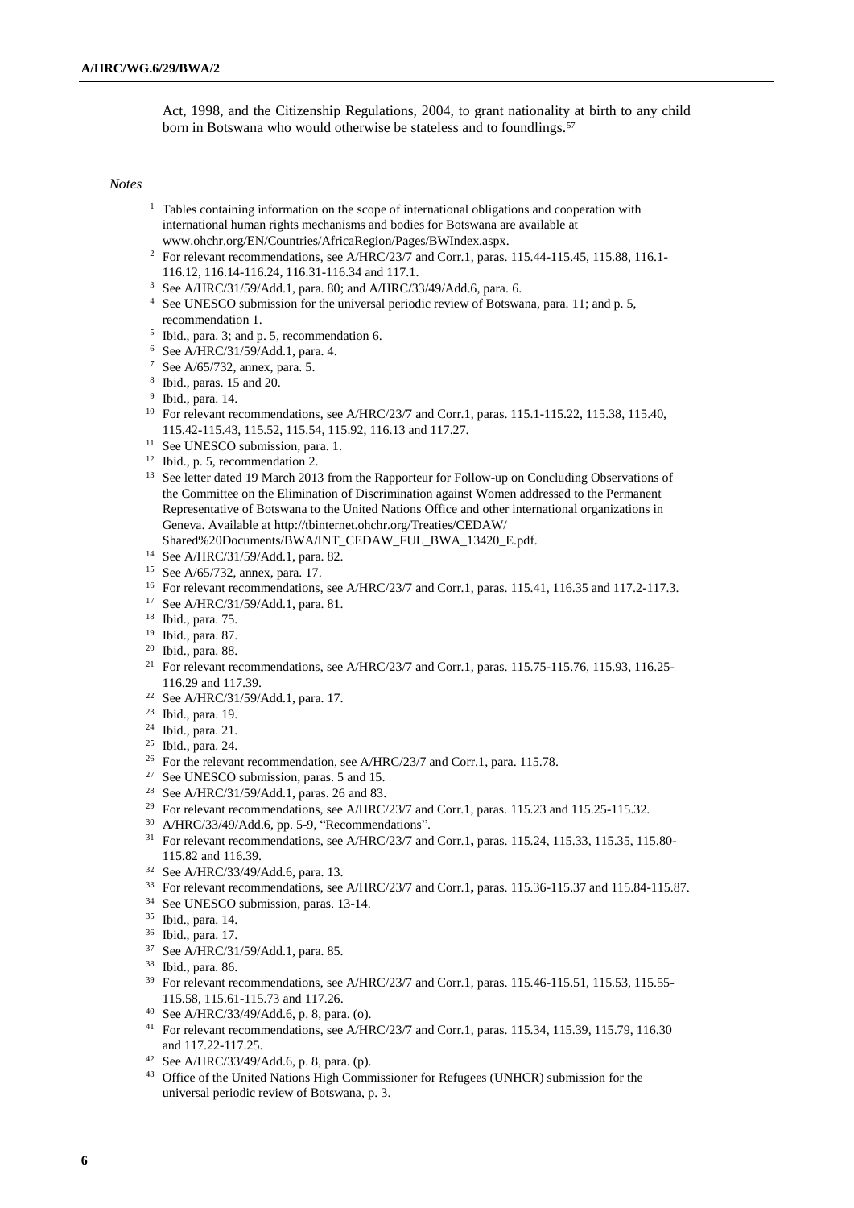Act, 1998, and the Citizenship Regulations, 2004, to grant nationality at birth to any child born in Botswana who would otherwise be stateless and to foundlings.[57]

*Notes*

[1] Tables containing information on the scope of international obligations and cooperation with international human rights mechanisms and bodies for Botswana are available at www.ohchr.org/EN/Countries/AfricaRegion/Pages/BWIndex.aspx.

[2] For relevant recommendations, see A/HRC/23/7 and Corr.1, paras. 115.44-115.45, 115.88, 116.1-116.12, 116.14-116.24, 116.31-116.34 and 117.1.

[3] See A/HRC/31/59/Add.1, para. 80; and A/HRC/33/49/Add.6, para. 6.

[4] See UNESCO submission for the universal periodic review of Botswana, para. 11; and p. 5, recommendation 1.

[5] Ibid., para. 3; and p. 5, recommendation 6.

[6] See A/HRC/31/59/Add.1, para. 4.

[7] See A/65/732, annex, para. 5.

[8] Ibid., paras. 15 and 20.

[9] Ibid., para. 14.

[10] For relevant recommendations, see A/HRC/23/7 and Corr.1, paras. 115.1-115.22, 115.38, 115.40, 115.42-115.43, 115.52, 115.54, 115.92, 116.13 and 117.27.

[11] See UNESCO submission, para. 1.

[12] Ibid., p. 5, recommendation 2.

[13] See letter dated 19 March 2013 from the Rapporteur for Follow-up on Concluding Observations of the Committee on the Elimination of Discrimination against Women addressed to the Permanent Representative of Botswana to the United Nations Office and other international organizations in Geneva. Available at http://tbinternet.ohchr.org/Treaties/CEDAW/Shared%20Documents/BWA/INT_CEDAW_FUL_BWA_13420_E.pdf.

[14] See A/HRC/31/59/Add.1, para. 82.

[15] See A/65/732, annex, para. 17.

[16] For relevant recommendations, see A/HRC/23/7 and Corr.1, paras. 115.41, 116.35 and 117.2-117.3.

[17] See A/HRC/31/59/Add.1, para. 81.

[18] Ibid., para. 75.

[19] Ibid., para. 87.

[20] Ibid., para. 88.

[21] For relevant recommendations, see A/HRC/23/7 and Corr.1, paras. 115.75-115.76, 115.93, 116.25-116.29 and 117.39.

[22] See A/HRC/31/59/Add.1, para. 17.

[23] Ibid., para. 19.

[24] Ibid., para. 21.

[25] Ibid., para. 24.

[26] For the relevant recommendation, see A/HRC/23/7 and Corr.1, para. 115.78.

[27] See UNESCO submission, paras. 5 and 15.

[28] See A/HRC/31/59/Add.1, paras. 26 and 83.

[29] For relevant recommendations, see A/HRC/23/7 and Corr.1, paras. 115.23 and 115.25-115.32.

[30] A/HRC/33/49/Add.6, pp. 5-9, "Recommendations".

[31] For relevant recommendations, see A/HRC/23/7 and Corr.1**,** paras. 115.24, 115.33, 115.35, 115.80-115.82 and 116.39.

[32] See A/HRC/33/49/Add.6, para. 13.

[33] For relevant recommendations, see A/HRC/23/7 and Corr.1**,** paras. 115.36-115.37 and 115.84-115.87.

[34] See UNESCO submission, paras. 13-14.

[35] Ibid., para. 14.

[36] Ibid., para. 17.

[37] See A/HRC/31/59/Add.1, para. 85.

[38] Ibid., para. 86.

[39] For relevant recommendations, see A/HRC/23/7 and Corr.1, paras. 115.46-115.51, 115.53, 115.55-115.58, 115.61-115.73 and 117.26.

[40] See A/HRC/33/49/Add.6, p. 8, para. (o).

[41] For relevant recommendations, see A/HRC/23/7 and Corr.1, paras. 115.34, 115.39, 115.79, 116.30 and 117.22-117.25.

[42] See A/HRC/33/49/Add.6, p. 8, para. (p).

[43] Office of the United Nations High Commissioner for Refugees (UNHCR) submission for the universal periodic review of Botswana, p. 3.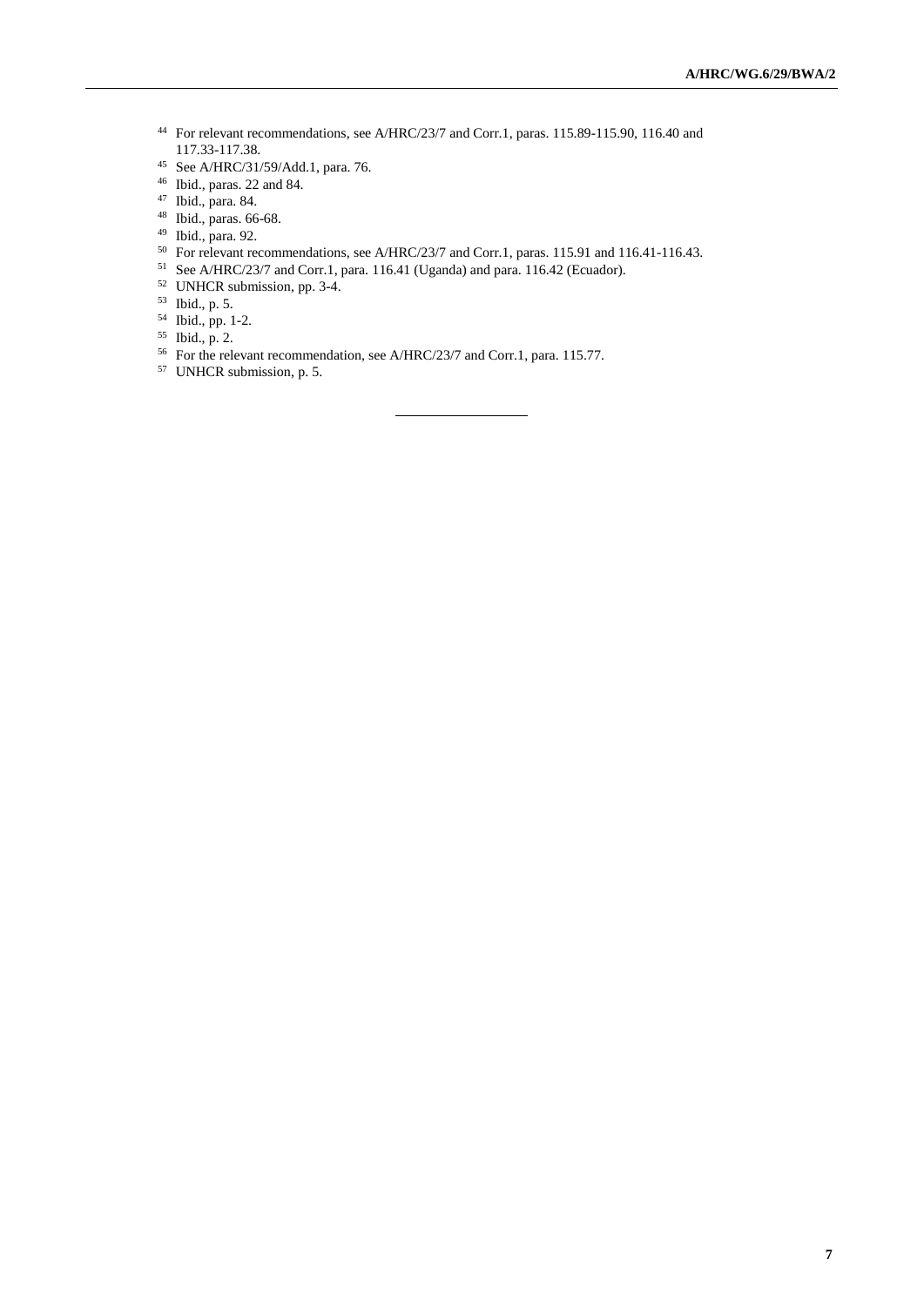[44] For relevant recommendations, see A/HRC/23/7 and Corr.1, paras. 115.89-115.90, 116.40 and 117.33-117.38.

[45] See A/HRC/31/59/Add.1, para. 76.

[46] Ibid., paras. 22 and 84.

[47] Ibid., para. 84.

[48] Ibid., paras. 66-68.

[49] Ibid., para. 92.

[50] For relevant recommendations, see A/HRC/23/7 and Corr.1, paras. 115.91 and 116.41-116.43.

[51] See A/HRC/23/7 and Corr.1, para. 116.41 (Uganda) and para. 116.42 (Ecuador).

[52] UNHCR submission, pp. 3-4.

[53] Ibid., p. 5.

[54] Ibid., pp. 1-2.

[55] Ibid., p. 2.

[56] For the relevant recommendation, see A/HRC/23/7 and Corr.1, para. 115.77.

[57] UNHCR submission, p. 5.